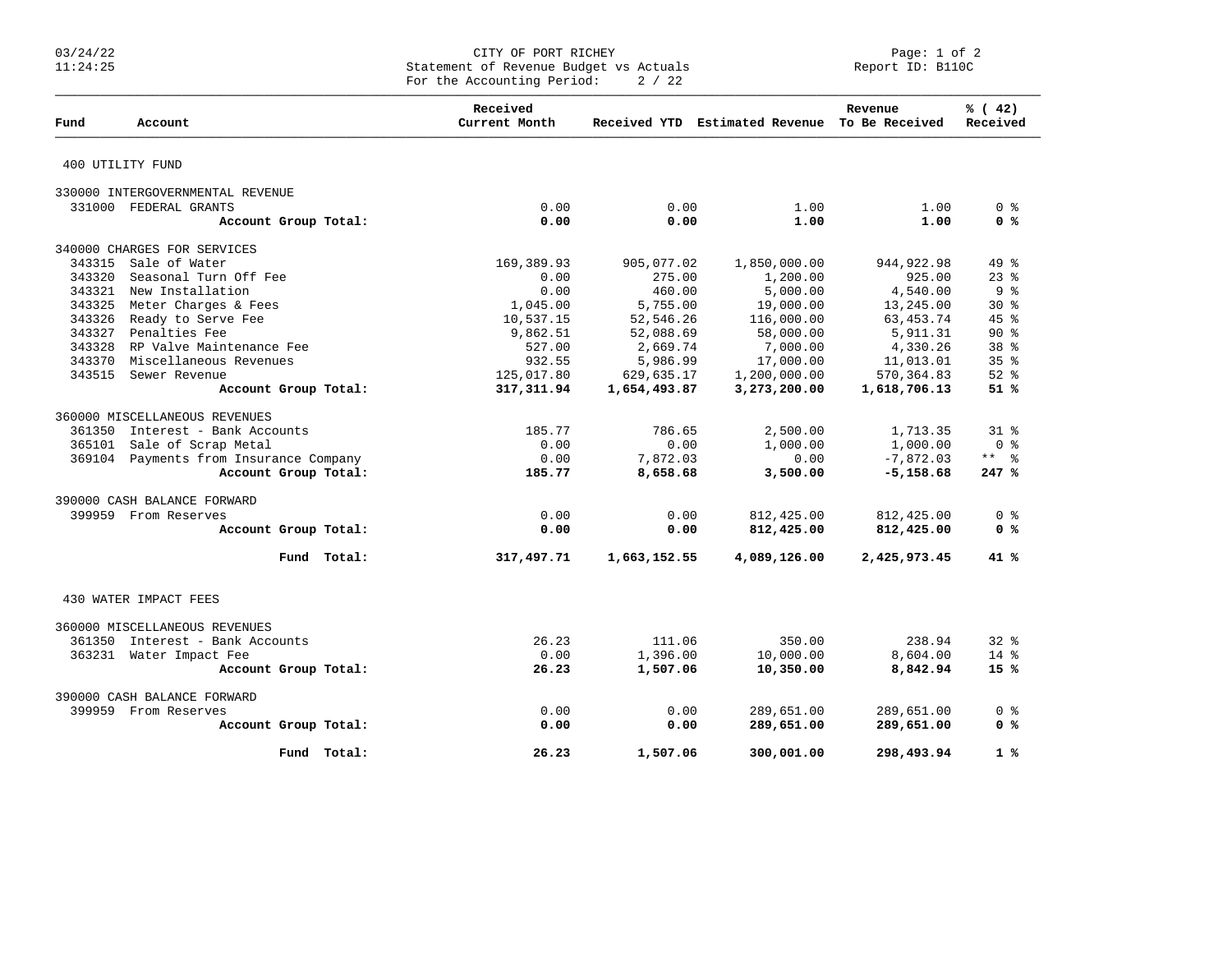CITY OF PORT RICHEY
Statement of Revenue Budget vs Actuals
For the Accounting Period: 2 / 22

03/24/22
11:24:25

Report ID: B110C

| Fund | Account | Received Current Month | Received YTD | Estimated Revenue | Revenue To Be Received | % ( 42) Received |
|---|---|---|---|---|---|---|
| **400 UTILITY FUND** | | | | | | |
| 330000 INTERGOVERNMENTAL REVENUE | | | | | | |
| 331000 | FEDERAL GRANTS | 0.00 | 0.00 | 1.00 | 1.00 | 0 % |
| | **Account Group Total:** | **0.00** | **0.00** | **1.00** | **1.00** | **0 %** |
| 340000 CHARGES FOR SERVICES | | | | | | |
| 343315 | Sale of Water | 169,389.93 | 905,077.02 | 1,850,000.00 | 944,922.98 | 49 % |
| 343320 | Seasonal Turn Off Fee | 0.00 | 275.00 | 1,200.00 | 925.00 | 23 % |
| 343321 | New Installation | 0.00 | 460.00 | 5,000.00 | 4,540.00 | 9 % |
| 343325 | Meter Charges & Fees | 1,045.00 | 5,755.00 | 19,000.00 | 13,245.00 | 30 % |
| 343326 | Ready to Serve Fee | 10,537.15 | 52,546.26 | 116,000.00 | 63,453.74 | 45 % |
| 343327 | Penalties Fee | 9,862.51 | 52,088.69 | 58,000.00 | 5,911.31 | 90 % |
| 343328 | RP Valve Maintenance Fee | 527.00 | 2,669.74 | 7,000.00 | 4,330.26 | 38 % |
| 343370 | Miscellaneous Revenues | 932.55 | 5,986.99 | 17,000.00 | 11,013.01 | 35 % |
| 343515 | Sewer Revenue | 125,017.80 | 629,635.17 | 1,200,000.00 | 570,364.83 | 52 % |
| | **Account Group Total:** | **317,311.94** | **1,654,493.87** | **3,273,200.00** | **1,618,706.13** | **51 %** |
| 360000 MISCELLANEOUS REVENUES | | | | | | |
| 361350 | Interest - Bank Accounts | 185.77 | 786.65 | 2,500.00 | 1,713.35 | 31 % |
| 365101 | Sale of Scrap Metal | 0.00 | 0.00 | 1,000.00 | 1,000.00 | 0 % |
| 369104 | Payments from Insurance Company | 0.00 | 7,872.03 | 0.00 | -7,872.03 | ** % |
| | **Account Group Total:** | **185.77** | **8,658.68** | **3,500.00** | **-5,158.68** | **247 %** |
| 390000 CASH BALANCE FORWARD | | | | | | |
| 399959 | From Reserves | 0.00 | 0.00 | 812,425.00 | 812,425.00 | 0 % |
| | **Account Group Total:** | **0.00** | **0.00** | **812,425.00** | **812,425.00** | **0 %** |
| | **Fund Total:** | **317,497.71** | **1,663,152.55** | **4,089,126.00** | **2,425,973.45** | **41 %** |
| **430 WATER IMPACT FEES** | | | | | | |
| 360000 MISCELLANEOUS REVENUES | | | | | | |
| 361350 | Interest - Bank Accounts | 26.23 | 111.06 | 350.00 | 238.94 | 32 % |
| 363231 | Water Impact Fee | 0.00 | 1,396.00 | 10,000.00 | 8,604.00 | 14 % |
| | **Account Group Total:** | **26.23** | **1,507.06** | **10,350.00** | **8,842.94** | **15 %** |
| 390000 CASH BALANCE FORWARD | | | | | | |
| 399959 | From Reserves | 0.00 | 0.00 | 289,651.00 | 289,651.00 | 0 % |
| | **Account Group Total:** | **0.00** | **0.00** | **289,651.00** | **289,651.00** | **0 %** |
| | **Fund Total:** | **26.23** | **1,507.06** | **300,001.00** | **298,493.94** | **1 %** |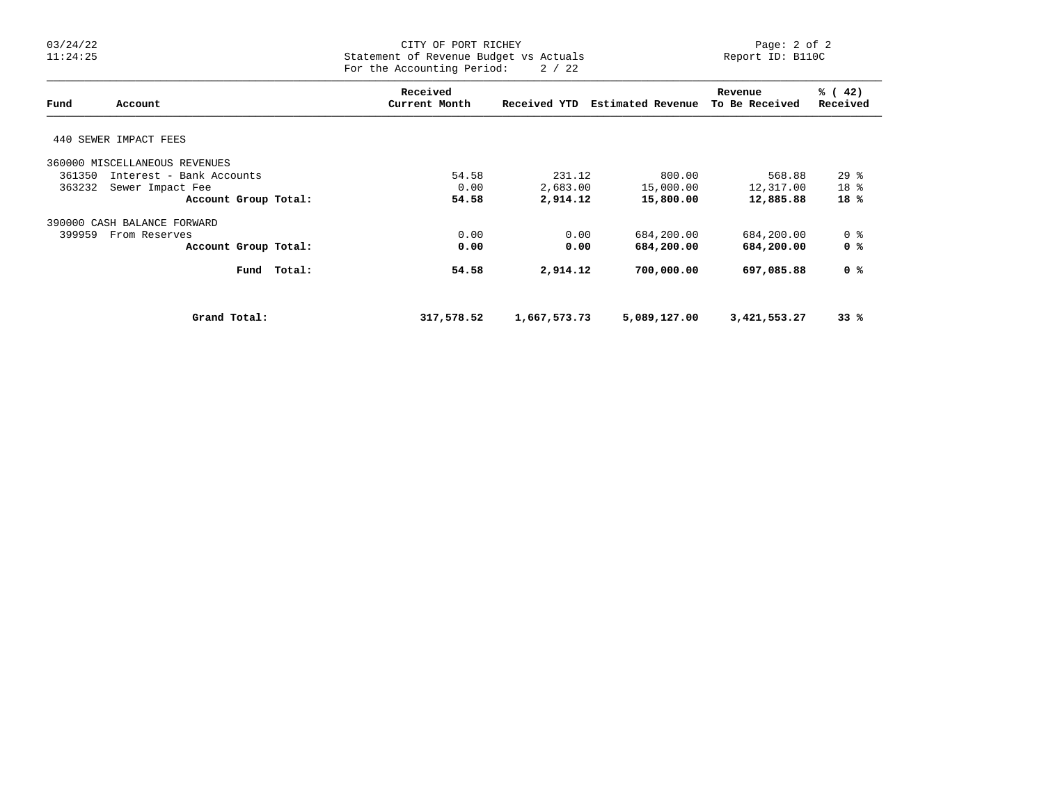CITY OF PORT RICHEY
Statement of Revenue Budget vs Actuals
For the Accounting Period: 2 / 22

03/24/22
11:24:25

Report ID: B110C

| Fund | Account | Received Current Month | Received YTD | Estimated Revenue | Revenue To Be Received | % ( 42) Received |
|---|---|---|---|---|---|---|
| 440 SEWER IMPACT FEES | | | | | | |
| 360000 MISCELLANEOUS REVENUES | | | | | | |
| 361350 | Interest - Bank Accounts | 54.58 | 231.12 | 800.00 | 568.88 | 29 % |
| 363232 | Sewer Impact Fee | 0.00 | 2,683.00 | 15,000.00 | 12,317.00 | 18 % |
| | **Account Group Total:** | **54.58** | **2,914.12** | **15,800.00** | **12,885.88** | **18 %** |
| 390000 CASH BALANCE FORWARD | | | | | | |
| 399959 | From Reserves | 0.00 | 0.00 | 684,200.00 | 684,200.00 | 0 % |
| | **Account Group Total:** | **0.00** | **0.00** | **684,200.00** | **684,200.00** | **0 %** |
| | **Fund Total:** | **54.58** | **2,914.12** | **700,000.00** | **697,085.88** | **0 %** |
| | **Grand Total:** | **317,578.52** | **1,667,573.73** | **5,089,127.00** | **3,421,553.27** | **33 %** |